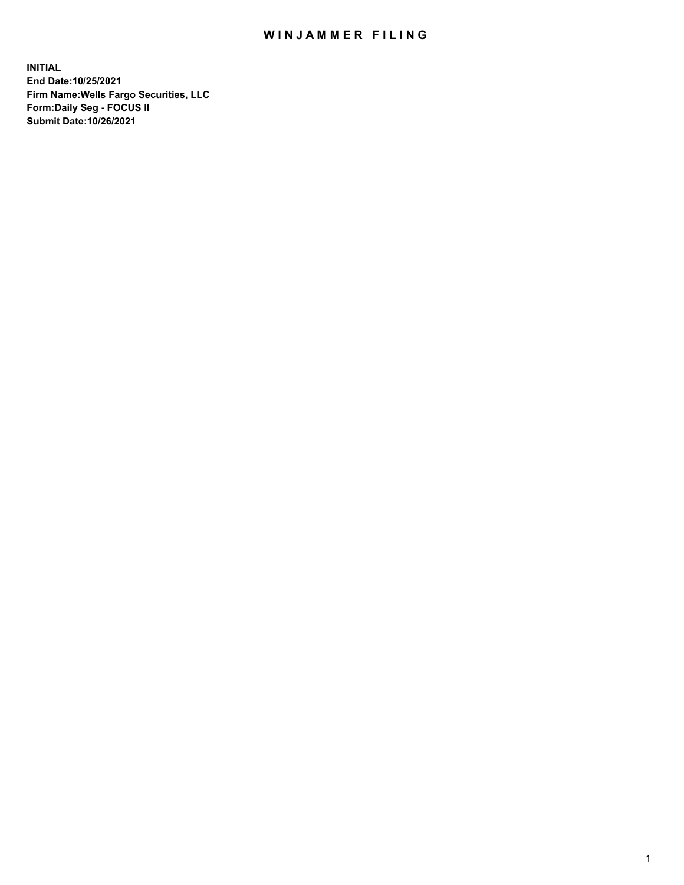# WINJAMMER FILING

**INITIAL**
**End Date:10/25/2021**
**Firm Name:Wells Fargo Securities, LLC**
**Form:Daily Seg - FOCUS II**
**Submit Date:10/26/2021**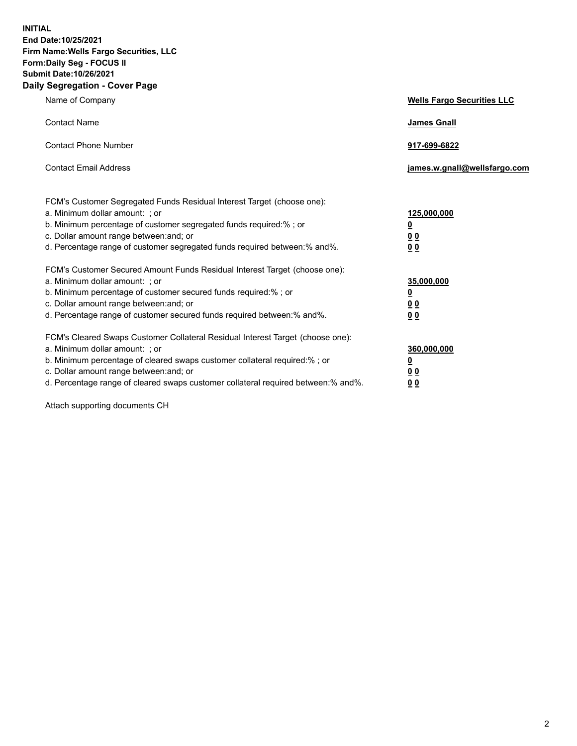**INITIAL**
**End Date:10/25/2021**
**Firm Name:Wells Fargo Securities, LLC**
**Form:Daily Seg - FOCUS II**
**Submit Date:10/26/2021**

## Daily Segregation - Cover Page

| | |
|---|---|
| Name of Company | **Wells Fargo Securities LLC** |
| Contact Name | **James Gnall** |
| Contact Phone Number | **917-699-6822** |
| Contact Email Address | **james.w.gnall@wellsfargo.com** |

| | |
|---|---|
| FCM's Customer Segregated Funds Residual Interest Target (choose one): | |
| a. Minimum dollar amount: ; or | **125,000,000** |
| b. Minimum percentage of customer segregated funds required:% ; or | **0** |
| c. Dollar amount range between:and; or | **0 0** |
| d. Percentage range of customer segregated funds required between:% and%. | **0 0** |
| FCM's Customer Secured Amount Funds Residual Interest Target (choose one): | |
| a. Minimum dollar amount: ; or | **35,000,000** |
| b. Minimum percentage of customer secured funds required:% ; or | **0** |
| c. Dollar amount range between:and; or | **0 0** |
| d. Percentage range of customer secured funds required between:% and%. | **0 0** |
| FCM's Cleared Swaps Customer Collateral Residual Interest Target (choose one): | |
| a. Minimum dollar amount: ; or | **360,000,000** |
| b. Minimum percentage of cleared swaps customer collateral required:% ; or | **0** |
| c. Dollar amount range between:and; or | **0 0** |
| d. Percentage range of cleared swaps customer collateral required between:% and%. | **0 0** |

Attach supporting documents CH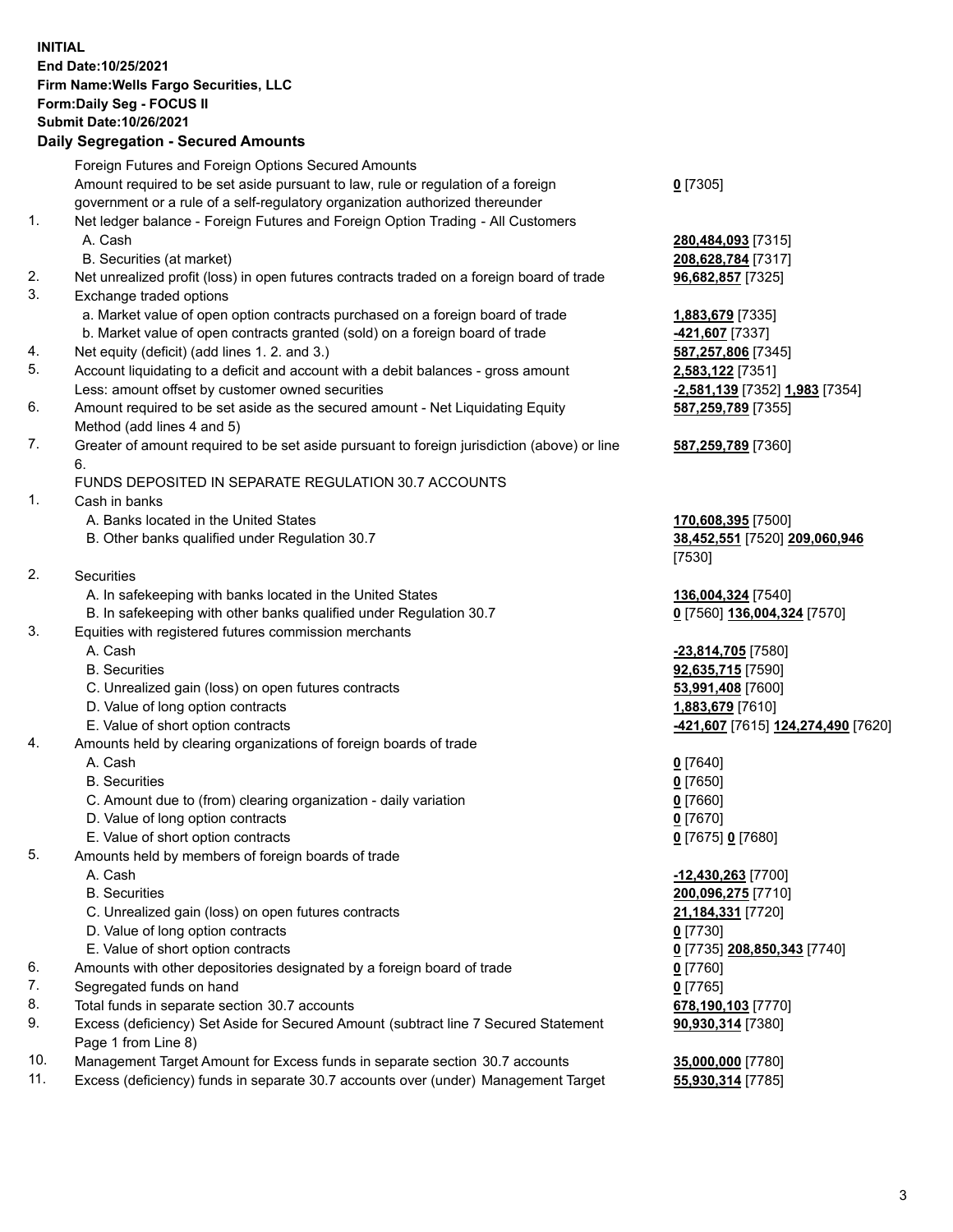**INITIAL**
**End Date:10/25/2021**
**Firm Name:Wells Fargo Securities, LLC**
**Form:Daily Seg - FOCUS II**
**Submit Date:10/26/2021**

## Daily Segregation - Secured Amounts

| | | |
|---|---|---|
| | Foreign Futures and Foreign Options Secured Amounts | |
| | Amount required to be set aside pursuant to law, rule or regulation of a foreign government or a rule of a self-regulatory organization authorized thereunder | **0** [7305] |
| 1. | Net ledger balance - Foreign Futures and Foreign Option Trading - All Customers | |
| | A. Cash | **280,484,093** [7315] |
| | B. Securities (at market) | **208,628,784** [7317] |
| 2. | Net unrealized profit (loss) in open futures contracts traded on a foreign board of trade | **96,682,857** [7325] |
| 3. | Exchange traded options | |
| | a. Market value of open option contracts purchased on a foreign board of trade | **1,883,679** [7335] |
| | b. Market value of open contracts granted (sold) on a foreign board of trade | **-421,607** [7337] |
| 4. | Net equity (deficit) (add lines 1. 2. and 3.) | **587,257,806** [7345] |
| 5. | Account liquidating to a deficit and account with a debit balances - gross amount | **2,583,122** [7351] |
| | Less: amount offset by customer owned securities | **-2,581,139** [7352] **1,983** [7354] |
| 6. | Amount required to be set aside as the secured amount - Net Liquidating Equity Method (add lines 4 and 5) | **587,259,789** [7355] |
| 7. | Greater of amount required to be set aside pursuant to foreign jurisdiction (above) or line 6. | **587,259,789** [7360] |
| | FUNDS DEPOSITED IN SEPARATE REGULATION 30.7 ACCOUNTS | |
| 1. | Cash in banks | |
| | A. Banks located in the United States | **170,608,395** [7500] |
| | B. Other banks qualified under Regulation 30.7 | **38,452,551** [7520] **209,060,946** [7530] |
| 2. | Securities | |
| | A. In safekeeping with banks located in the United States | **136,004,324** [7540] |
| | B. In safekeeping with other banks qualified under Regulation 30.7 | **0** [7560] **136,004,324** [7570] |
| 3. | Equities with registered futures commission merchants | |
| | A. Cash | **-23,814,705** [7580] |
| | B. Securities | **92,635,715** [7590] |
| | C. Unrealized gain (loss) on open futures contracts | **53,991,408** [7600] |
| | D. Value of long option contracts | **1,883,679** [7610] |
| | E. Value of short option contracts | **-421,607** [7615] **124,274,490** [7620] |
| 4. | Amounts held by clearing organizations of foreign boards of trade | |
| | A. Cash | **0** [7640] |
| | B. Securities | **0** [7650] |
| | C. Amount due to (from) clearing organization - daily variation | **0** [7660] |
| | D. Value of long option contracts | **0** [7670] |
| | E. Value of short option contracts | **0** [7675] **0** [7680] |
| 5. | Amounts held by members of foreign boards of trade | |
| | A. Cash | **-12,430,263** [7700] |
| | B. Securities | **200,096,275** [7710] |
| | C. Unrealized gain (loss) on open futures contracts | **21,184,331** [7720] |
| | D. Value of long option contracts | **0** [7730] |
| | E. Value of short option contracts | **0** [7735] **208,850,343** [7740] |
| 6. | Amounts with other depositories designated by a foreign board of trade | **0** [7760] |
| 7. | Segregated funds on hand | **0** [7765] |
| 8. | Total funds in separate section 30.7 accounts | **678,190,103** [7770] |
| 9. | Excess (deficiency) Set Aside for Secured Amount (subtract line 7 Secured Statement Page 1 from Line 8) | **90,930,314** [7380] |
| 10. | Management Target Amount for Excess funds in separate section 30.7 accounts | **35,000,000** [7780] |
| 11. | Excess (deficiency) funds in separate 30.7 accounts over (under) Management Target | **55,930,314** [7785] |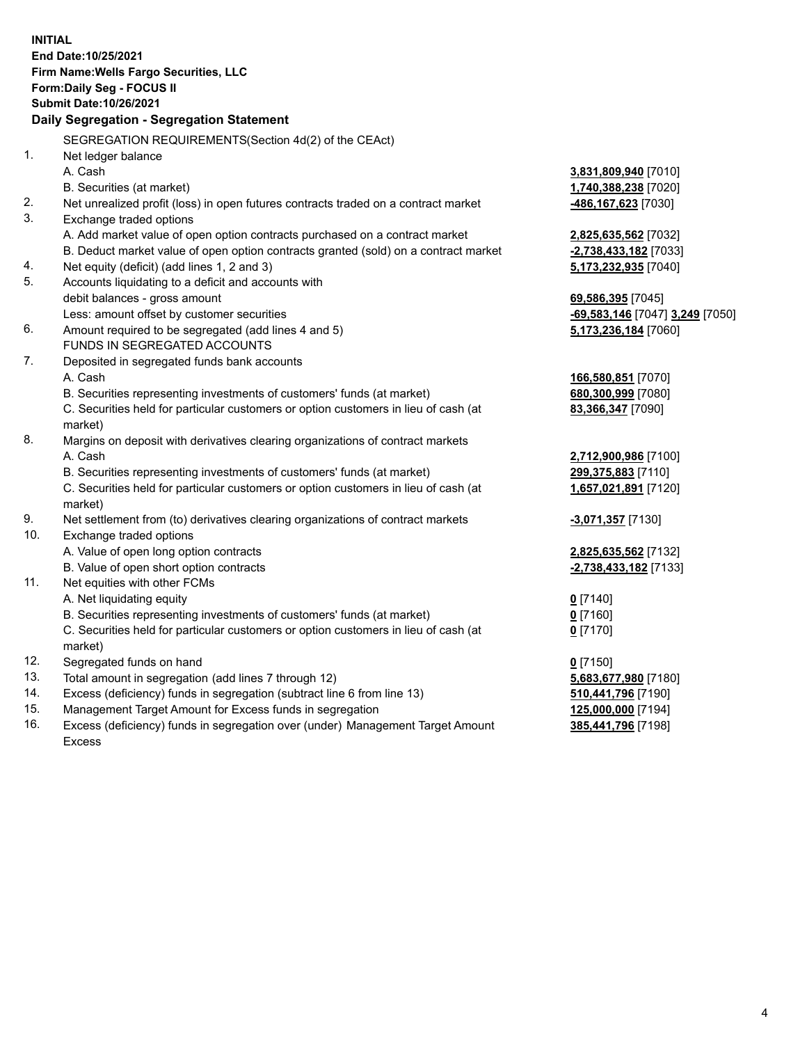**INITIAL**
**End Date:10/25/2021**
**Firm Name:Wells Fargo Securities, LLC**
**Form:Daily Seg - FOCUS II**
**Submit Date:10/26/2021**

## Daily Segregation - Segregation Statement

SEGREGATION REQUIREMENTS(Section 4d(2) of the CEAct)

| | | |
|---|---|---|
| 1. | Net ledger balance | |
| | A. Cash | **3,831,809,940** [7010] |
| | B. Securities (at market) | **1,740,388,238** [7020] |
| 2. | Net unrealized profit (loss) in open futures contracts traded on a contract market | **-486,167,623** [7030] |
| 3. | Exchange traded options | |
| | A. Add market value of open option contracts purchased on a contract market | **2,825,635,562** [7032] |
| | B. Deduct market value of open option contracts granted (sold) on a contract market | **-2,738,433,182** [7033] |
| 4. | Net equity (deficit) (add lines 1, 2 and 3) | **5,173,232,935** [7040] |
| 5. | Accounts liquidating to a deficit and accounts with debit balances - gross amount | **69,586,395** [7045] |
| | Less: amount offset by customer securities | **-69,583,146** [7047] **3,249** [7050] |
| 6. | Amount required to be segregated (add lines 4 and 5) | **5,173,236,184** [7060] |
| | FUNDS IN SEGREGATED ACCOUNTS | |
| 7. | Deposited in segregated funds bank accounts | |
| | A. Cash | **166,580,851** [7070] |
| | B. Securities representing investments of customers' funds (at market) | **680,300,999** [7080] |
| | C. Securities held for particular customers or option customers in lieu of cash (at market) | **83,366,347** [7090] |
| 8. | Margins on deposit with derivatives clearing organizations of contract markets | |
| | A. Cash | **2,712,900,986** [7100] |
| | B. Securities representing investments of customers' funds (at market) | **299,375,883** [7110] |
| | C. Securities held for particular customers or option customers in lieu of cash (at market) | **1,657,021,891** [7120] |
| 9. | Net settlement from (to) derivatives clearing organizations of contract markets | **-3,071,357** [7130] |
| 10. | Exchange traded options | |
| | A. Value of open long option contracts | **2,825,635,562** [7132] |
| | B. Value of open short option contracts | **-2,738,433,182** [7133] |
| 11. | Net equities with other FCMs | |
| | A. Net liquidating equity | **0** [7140] |
| | B. Securities representing investments of customers' funds (at market) | **0** [7160] |
| | C. Securities held for particular customers or option customers in lieu of cash (at market) | **0** [7170] |
| 12. | Segregated funds on hand | **0** [7150] |
| 13. | Total amount in segregation (add lines 7 through 12) | **5,683,677,980** [7180] |
| 14. | Excess (deficiency) funds in segregation (subtract line 6 from line 13) | **510,441,796** [7190] |
| 15. | Management Target Amount for Excess funds in segregation | **125,000,000** [7194] |
| 16. | Excess (deficiency) funds in segregation over (under) Management Target Amount Excess | **385,441,796** [7198] |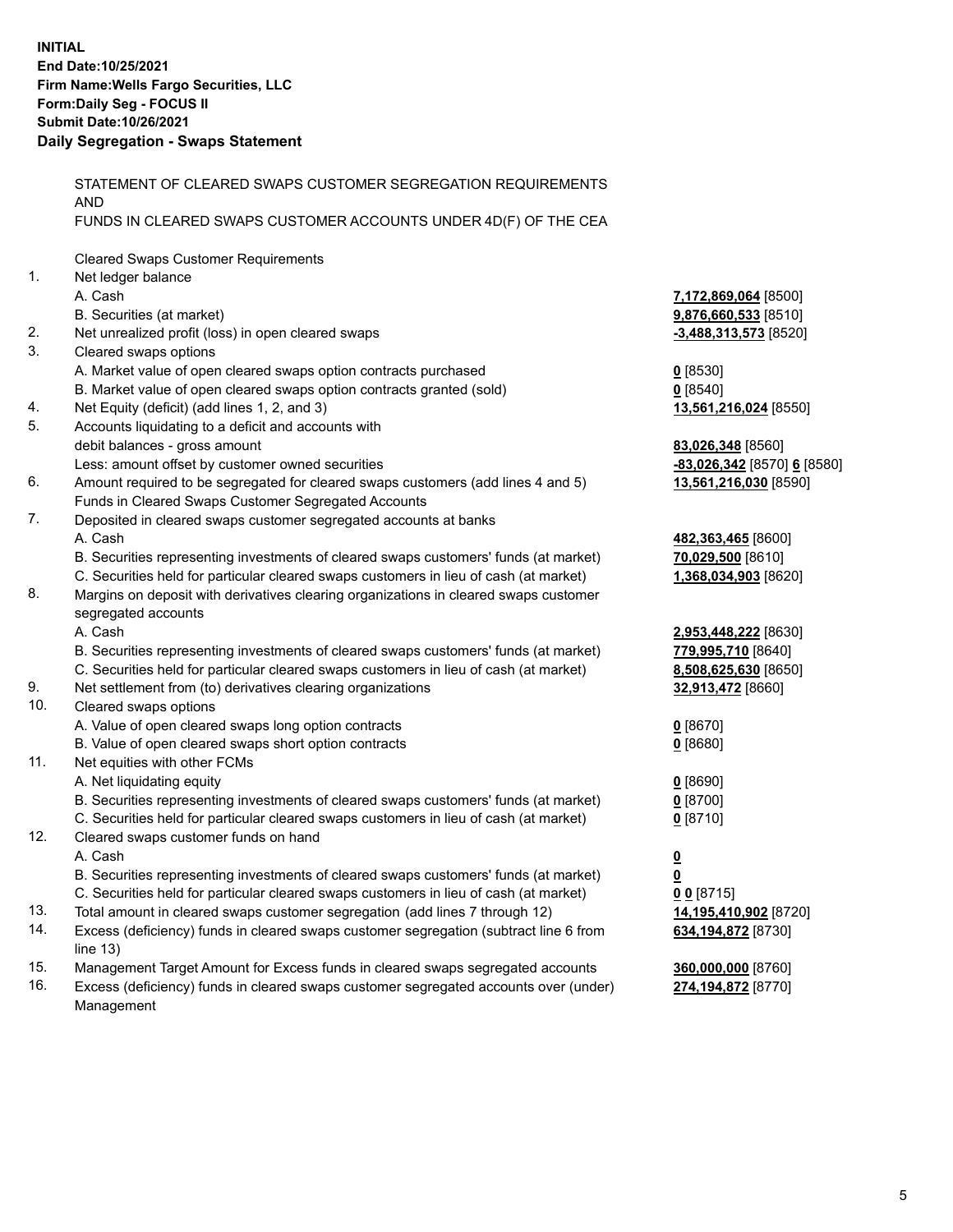**INITIAL**
**End Date:10/25/2021**
**Firm Name:Wells Fargo Securities, LLC**
**Form:Daily Seg - FOCUS II**
**Submit Date:10/26/2021**
**Daily Segregation - Swaps Statement**

STATEMENT OF CLEARED SWAPS CUSTOMER SEGREGATION REQUIREMENTS AND FUNDS IN CLEARED SWAPS CUSTOMER ACCOUNTS UNDER 4D(F) OF THE CEA

| | | |
|---|---|---|
| | Cleared Swaps Customer Requirements | |
| 1. | Net ledger balance | |
| | A. Cash | **7,172,869,064** [8500] |
| | B. Securities (at market) | **9,876,660,533** [8510] |
| 2. | Net unrealized profit (loss) in open cleared swaps | **-3,488,313,573** [8520] |
| 3. | Cleared swaps options | |
| | A. Market value of open cleared swaps option contracts purchased | **0** [8530] |
| | B. Market value of open cleared swaps option contracts granted (sold) | **0** [8540] |
| 4. | Net Equity (deficit) (add lines 1, 2, and 3) | **13,561,216,024** [8550] |
| 5. | Accounts liquidating to a deficit and accounts with debit balances - gross amount | **83,026,348** [8560] |
| | Less: amount offset by customer owned securities | **-83,026,342** [8570] **6** [8580] |
| 6. | Amount required to be segregated for cleared swaps customers (add lines 4 and 5) | **13,561,216,030** [8590] |
| | Funds in Cleared Swaps Customer Segregated Accounts | |
| 7. | Deposited in cleared swaps customer segregated accounts at banks | |
| | A. Cash | **482,363,465** [8600] |
| | B. Securities representing investments of cleared swaps customers' funds (at market) | **70,029,500** [8610] |
| | C. Securities held for particular cleared swaps customers in lieu of cash (at market) | **1,368,034,903** [8620] |
| 8. | Margins on deposit with derivatives clearing organizations in cleared swaps customer segregated accounts | |
| | A. Cash | **2,953,448,222** [8630] |
| | B. Securities representing investments of cleared swaps customers' funds (at market) | **779,995,710** [8640] |
| | C. Securities held for particular cleared swaps customers in lieu of cash (at market) | **8,508,625,630** [8650] |
| 9. | Net settlement from (to) derivatives clearing organizations | **32,913,472** [8660] |
| 10. | Cleared swaps options | |
| | A. Value of open cleared swaps long option contracts | **0** [8670] |
| | B. Value of open cleared swaps short option contracts | **0** [8680] |
| 11. | Net equities with other FCMs | |
| | A. Net liquidating equity | **0** [8690] |
| | B. Securities representing investments of cleared swaps customers' funds (at market) | **0** [8700] |
| | C. Securities held for particular cleared swaps customers in lieu of cash (at market) | **0** [8710] |
| 12. | Cleared swaps customer funds on hand | |
| | A. Cash | **0** |
| | B. Securities representing investments of cleared swaps customers' funds (at market) | **0** |
| | C. Securities held for particular cleared swaps customers in lieu of cash (at market) | **0** **0** [8715] |
| 13. | Total amount in cleared swaps customer segregation (add lines 7 through 12) | **14,195,410,902** [8720] |
| 14. | Excess (deficiency) funds in cleared swaps customer segregation (subtract line 6 from line 13) | **634,194,872** [8730] |
| 15. | Management Target Amount for Excess funds in cleared swaps segregated accounts | **360,000,000** [8760] |
| 16. | Excess (deficiency) funds in cleared swaps customer segregated accounts over (under) Management | **274,194,872** [8770] |